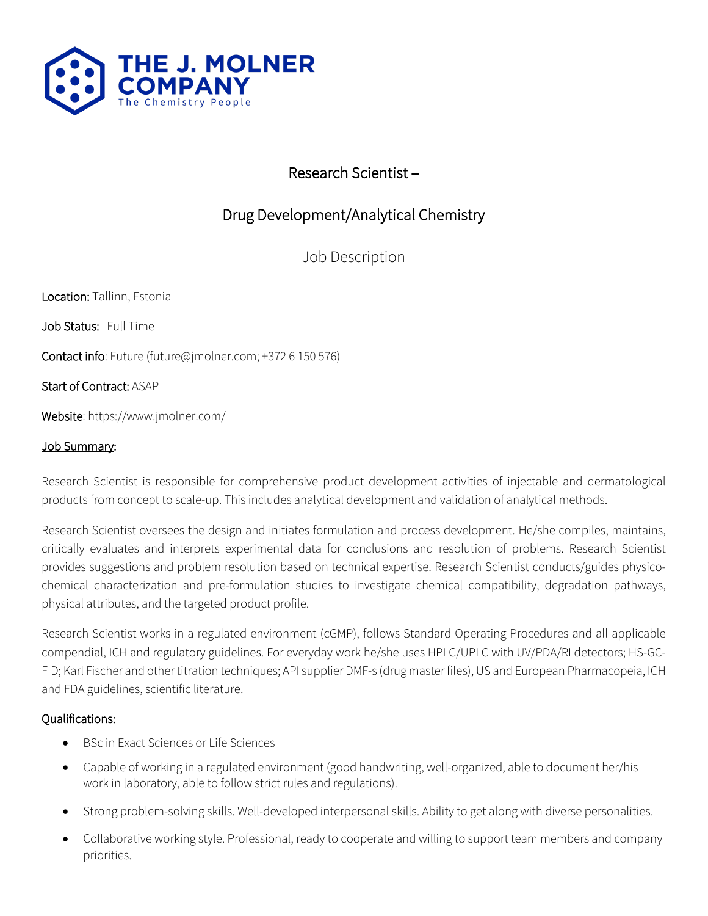THE J. MOLNER COMPANY

The Chemistry People

# Research Scientist – Drug Development/Analytical Chemistry

## Job Description

**Location:** Tallinn, Estonia

**Job Status:** Full Time

**Contact info**: Future (future@jmolner.com; +372 6 150 576)

**Start of Contract:** ASAP

**Website**: https://www.jmolner.com/

### Job Summary:

Research Scientist is responsible for comprehensive product development activities of injectable and dermatological products from concept to scale-up. This includes analytical development and validation of analytical methods.

Research Scientist oversees the design and initiates formulation and process development. He/she compiles, maintains, critically evaluates and interprets experimental data for conclusions and resolution of problems. Research Scientist provides suggestions and problem resolution based on technical expertise. Research Scientist conducts/guides physico-chemical characterization and pre-formulation studies to investigate chemical compatibility, degradation pathways, physical attributes, and the targeted product profile.

Research Scientist works in a regulated environment (cGMP), follows Standard Operating Procedures and all applicable compendial, ICH and regulatory guidelines. For everyday work he/she uses HPLC/UPLC with UV/PDA/RI detectors; HS-GC-FID; Karl Fischer and other titration techniques; API supplier DMF-s (drug master files), US and European Pharmacopeia, ICH and FDA guidelines, scientific literature.

### Qualifications:

- BSc in Exact Sciences or Life Sciences
- Capable of working in a regulated environment (good handwriting, well-organized, able to document her/his work in laboratory, able to follow strict rules and regulations).
- Strong problem-solving skills. Well-developed interpersonal skills. Ability to get along with diverse personalities.
- Collaborative working style. Professional, ready to cooperate and willing to support team members and company priorities.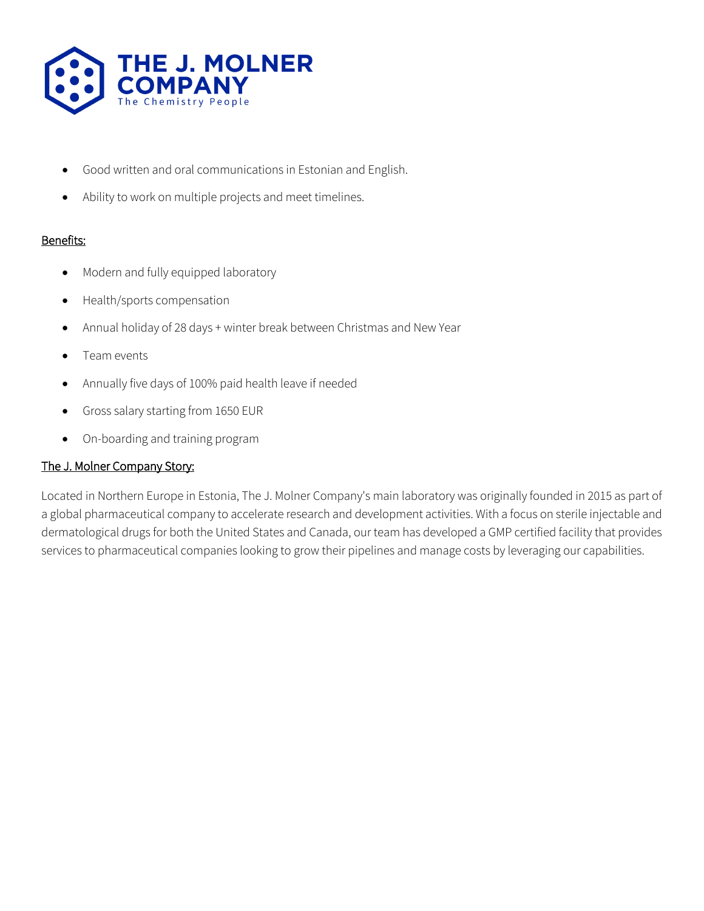- Good written and oral communications in Estonian and English.
- Ability to work on multiple projects and meet timelines.

## Benefits:

- Modern and fully equipped laboratory
- Health/sports compensation
- Annual holiday of 28 days + winter break between Christmas and New Year
- Team events
- Annually five days of 100% paid health leave if needed
- Gross salary starting from 1650 EUR
- On-boarding and training program

## The J. Molner Company Story:

Located in Northern Europe in Estonia, The J. Molner Company's main laboratory was originally founded in 2015 as part of a global pharmaceutical company to accelerate research and development activities. With a focus on sterile injectable and dermatological drugs for both the United States and Canada, our team has developed a GMP certified facility that provides services to pharmaceutical companies looking to grow their pipelines and manage costs by leveraging our capabilities.